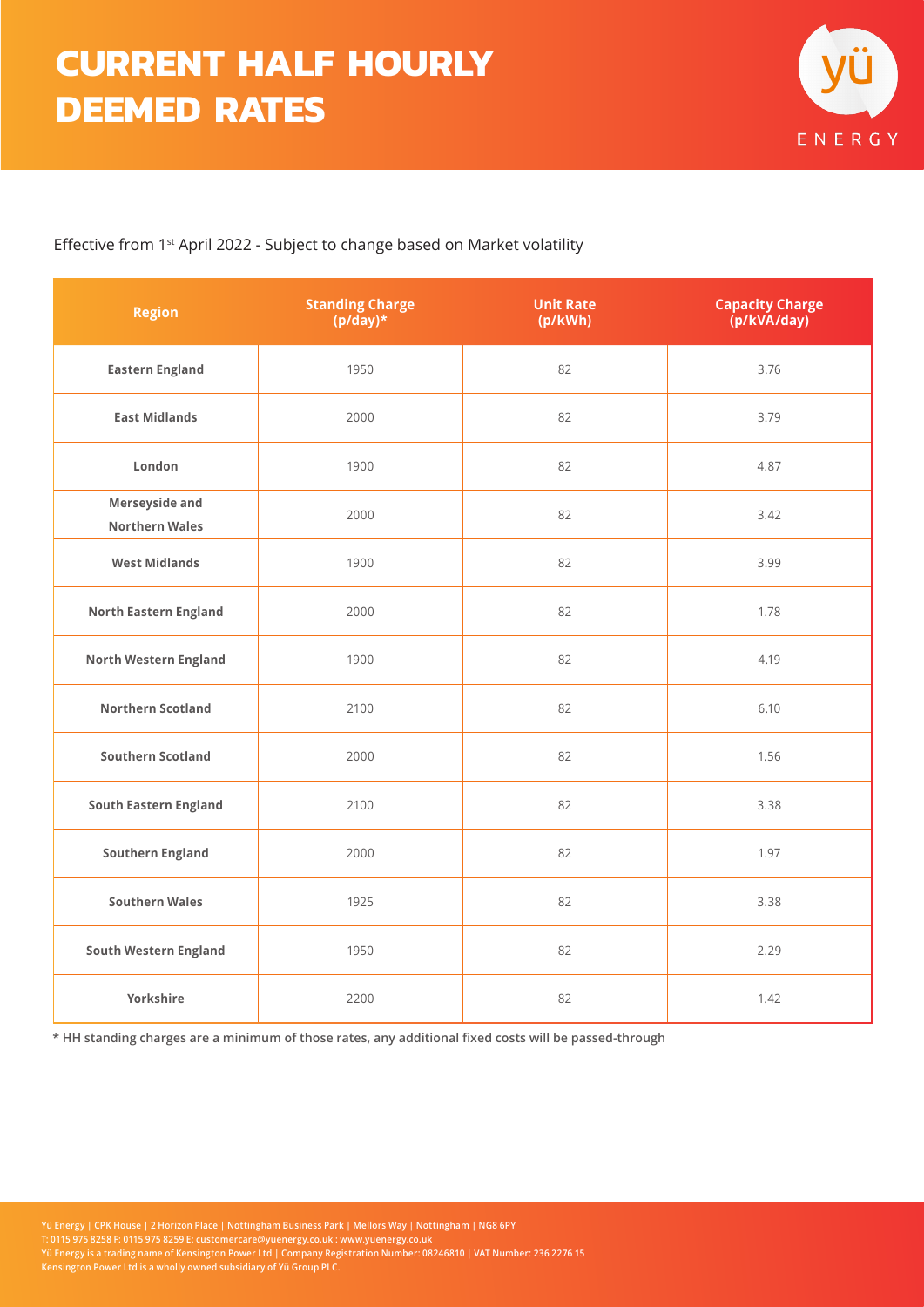# CURRENT HALF HOURLY DEEMED RATES

Effective from 1st April 2022 - Subject to change based on Market volatility

| Region | Standing Charge (p/day)* | Unit Rate (p/kWh) | Capacity Charge (p/kVA/day) |
|---|---|---|---|
| Eastern England | 1950 | 82 | 3.76 |
| East Midlands | 2000 | 82 | 3.79 |
| London | 1900 | 82 | 4.87 |
| Merseyside and Northern Wales | 2000 | 82 | 3.42 |
| West Midlands | 1900 | 82 | 3.99 |
| North Eastern England | 2000 | 82 | 1.78 |
| North Western England | 1900 | 82 | 4.19 |
| Northern Scotland | 2100 | 82 | 6.10 |
| Southern Scotland | 2000 | 82 | 1.56 |
| South Eastern England | 2100 | 82 | 3.38 |
| Southern England | 2000 | 82 | 1.97 |
| Southern Wales | 1925 | 82 | 3.38 |
| South Western England | 1950 | 82 | 2.29 |
| Yorkshire | 2200 | 82 | 1.42 |

**\* HH standing charges are a minimum of those rates, any additional fixed costs will be passed-through**

Yü Energy | CPK House | 2 Horizon Place | Nottingham Business Park | Mellors Way | Nottingham | NG8 6PY
T: 0115 975 8258 F: 0115 975 8259 E: customercare@yuenergy.co.uk : www.yuenergy.co.uk
Yü Energy is a trading name of Kensington Power Ltd | Company Registration Number: 08246810 | VAT Number: 236 2276 15
Kensington Power Ltd is a wholly owned subsidiary of Yü Group PLC.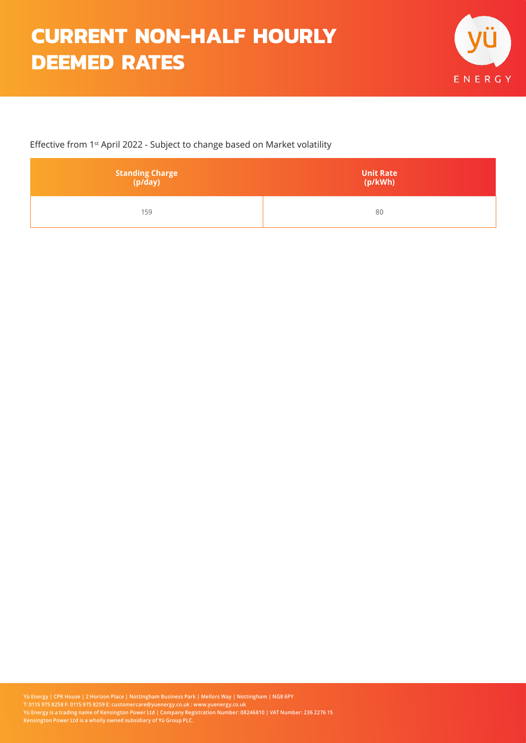# CURRENT NON-HALF HOURLY DEEMED RATES

Effective from 1st April 2022 - Subject to change based on Market volatility

| Standing Charge (p/day) | Unit Rate (p/kWh) |
| --- | --- |
| 159 | 80 |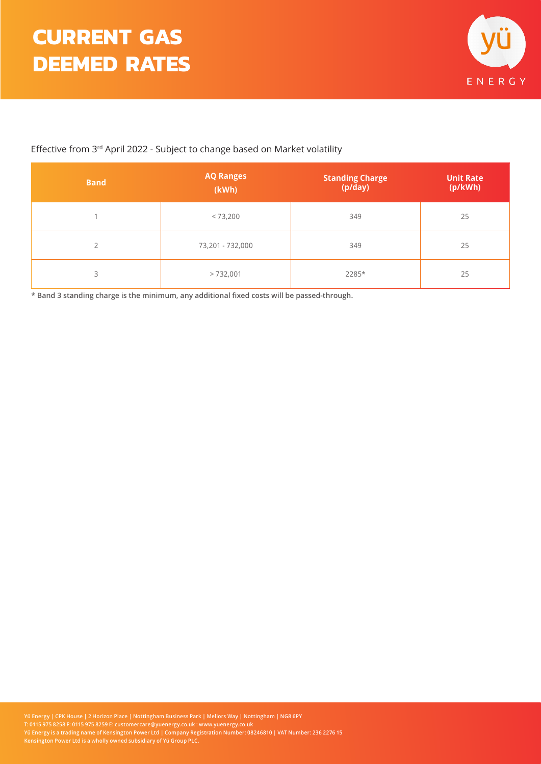# CURRENT GAS DEEMED RATES

Effective from 3rd April 2022 - Subject to change based on Market volatility

| Band | AQ Ranges (kWh) | Standing Charge (p/day) | Unit Rate (p/kWh) |
|---|---|---|---|
| 1 | < 73,200 | 349 | 25 |
| 2 | 73,201 - 732,000 | 349 | 25 |
| 3 | > 732,001 | 2285* | 25 |

**\* Band 3 standing charge is the minimum, any additional fixed costs will be passed-through.**

Yü Energy | CPK House | 2 Horizon Place | Nottingham Business Park | Mellors Way | Nottingham | NG8 6PY
T: 0115 975 8258 F: 0115 975 8259 E: customercare@yuenergy.co.uk : www.yuenergy.co.uk
Yü Energy is a trading name of Kensington Power Ltd | Company Registration Number: 08246810 | VAT Number: 236 2276 15
Kensington Power Ltd is a wholly owned subsidiary of Yü Group PLC.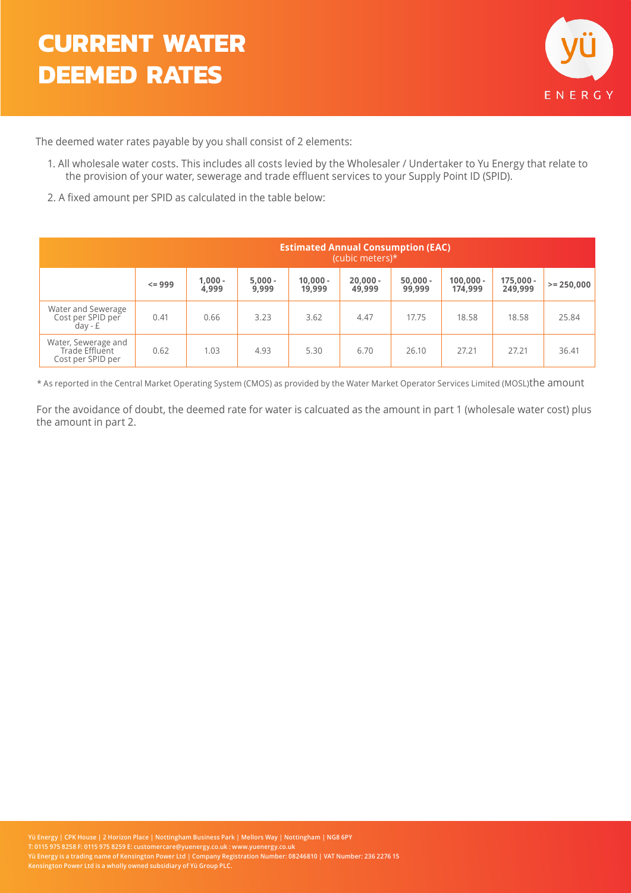# CURRENT WATER DEEMED RATES

The deemed water rates payable by you shall consist of 2 elements:

1. All wholesale water costs. This includes all costs levied by the Wholesaler / Undertaker to Yu Energy that relate to the provision of your water, sewerage and trade effluent services to your Supply Point ID (SPID).
2. A fixed amount per SPID as calculated in the table below:

| | Estimated Annual Consumption (EAC) (cubic meters)* | | | | | | | | |
|---|---|---|---|---|---|---|---|---|---|
| | <= 999 | 1,000 - 4,999 | 5,000 - 9,999 | 10,000 - 19,999 | 20,000 - 49,999 | 50,000 - 99,999 | 100,000 - 174,999 | 175,000 - 249,999 | >= 250,000 |
| Water and Sewerage Cost per SPID per day - £ | 0.41 | 0.66 | 3.23 | 3.62 | 4.47 | 17.75 | 18.58 | 18.58 | 25.84 |
| Water, Sewerage and Trade Effluent Cost per SPID per | 0.62 | 1.03 | 4.93 | 5.30 | 6.70 | 26.10 | 27.21 | 27.21 | 36.41 |

* As reported in the Central Market Operating System (CMOS) as provided by the Water Market Operator Services Limited (MOSL)the amount

For the avoidance of doubt, the deemed rate for water is calcuated as the amount in part 1 (wholesale water cost) plus the amount in part 2.

Yü Energy | CPK House | 2 Horizon Place | Nottingham Business Park | Mellors Way | Nottingham | NG8 6PY
T: 0115 975 8258 F: 0115 975 8259 E: customercare@yuenergy.co.uk : www.yuenergy.co.uk
Yü Energy is a trading name of Kensington Power Ltd | Company Registration Number: 08246810 | VAT Number: 236 2276 15
Kensington Power Ltd is a wholly owned subsidiary of Yü Group PLC.